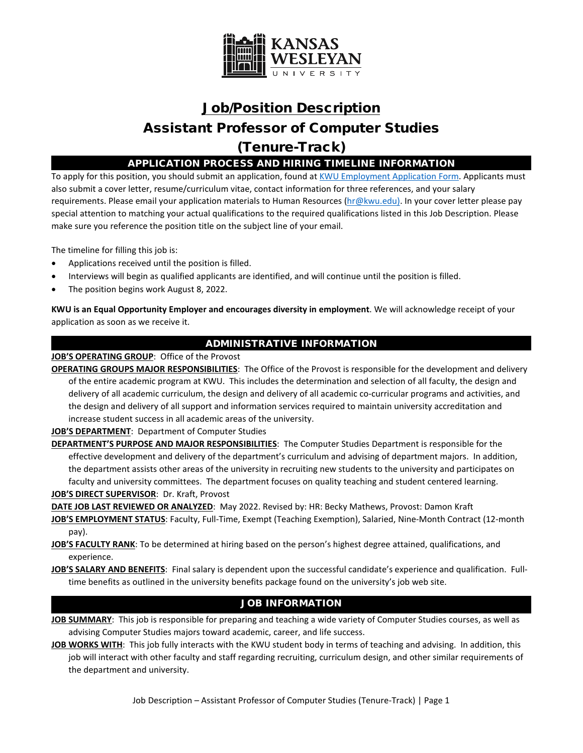**KANSAS WESLEYAN UNIVERSITY**

# Job/Position Description

# Assistant Professor of Computer Studies (Tenure-Track)

## APPLICATION PROCESS AND HIRING TIMELINE INFORMATION

To apply for this position, you should submit an application, found at KWU Employment Application Form. Applicants must also submit a cover letter, resume/curriculum vitae, contact information for three references, and your salary requirements. Please email your application materials to Human Resources (hr@kwu.edu). In your cover letter please pay special attention to matching your actual qualifications to the required qualifications listed in this Job Description. Please make sure you reference the position title on the subject line of your email.

The timeline for filling this job is:

- Applications received until the position is filled.
- Interviews will begin as qualified applicants are identified, and will continue until the position is filled.
- The position begins work August 8, 2022.

**KWU is an Equal Opportunity Employer and encourages diversity in employment**. We will acknowledge receipt of your application as soon as we receive it.

## ADMINISTRATIVE INFORMATION

**JOB'S OPERATING GROUP**: Office of the Provost

**OPERATING GROUPS MAJOR RESPONSIBILITIES**: The Office of the Provost is responsible for the development and delivery of the entire academic program at KWU. This includes the determination and selection of all faculty, the design and delivery of all academic curriculum, the design and delivery of all academic co-curricular programs and activities, and the design and delivery of all support and information services required to maintain university accreditation and increase student success in all academic areas of the university.

**JOB'S DEPARTMENT**: Department of Computer Studies

**DEPARTMENT'S PURPOSE AND MAJOR RESPONSIBILITIES**: The Computer Studies Department is responsible for the effective development and delivery of the department's curriculum and advising of department majors. In addition, the department assists other areas of the university in recruiting new students to the university and participates on faculty and university committees. The department focuses on quality teaching and student centered learning.

**JOB'S DIRECT SUPERVISOR**: Dr. Kraft, Provost

**DATE JOB LAST REVIEWED OR ANALYZED**: May 2022. Revised by: HR: Becky Mathews, Provost: Damon Kraft

**JOB'S EMPLOYMENT STATUS**: Faculty, Full-Time, Exempt (Teaching Exemption), Salaried, Nine-Month Contract (12-month pay).

**JOB'S FACULTY RANK**: To be determined at hiring based on the person's highest degree attained, qualifications, and experience.

**JOB'S SALARY AND BENEFITS**: Final salary is dependent upon the successful candidate's experience and qualification. Full-time benefits as outlined in the university benefits package found on the university's job web site.

## JOB INFORMATION

**JOB SUMMARY**: This job is responsible for preparing and teaching a wide variety of Computer Studies courses, as well as advising Computer Studies majors toward academic, career, and life success.

**JOB WORKS WITH**: This job fully interacts with the KWU student body in terms of teaching and advising. In addition, this job will interact with other faculty and staff regarding recruiting, curriculum design, and other similar requirements of the department and university.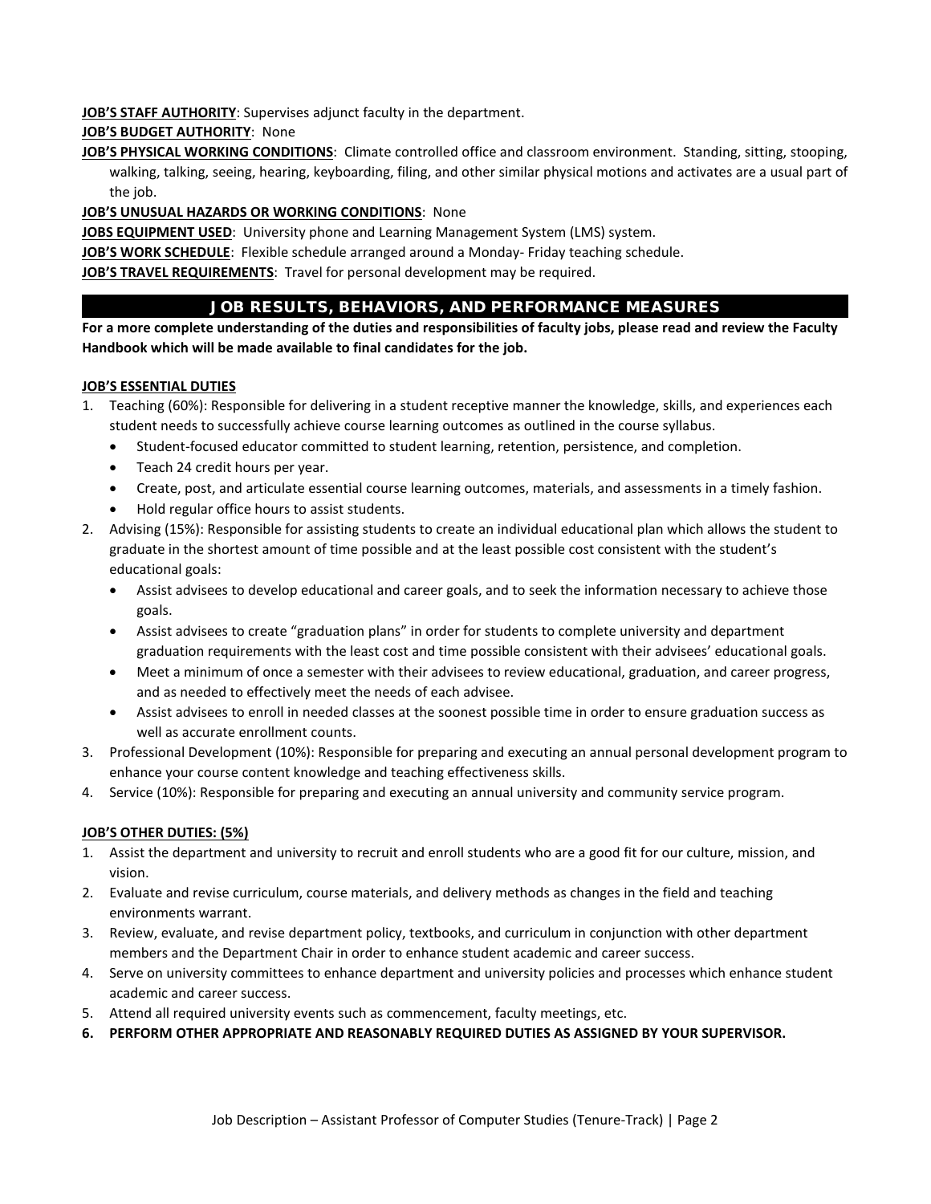**JOB'S STAFF AUTHORITY**: Supervises adjunct faculty in the department.

**JOB'S BUDGET AUTHORITY**: None

**JOB'S PHYSICAL WORKING CONDITIONS**: Climate controlled office and classroom environment. Standing, sitting, stooping, walking, talking, seeing, hearing, keyboarding, filing, and other similar physical motions and activates are a usual part of the job.

**JOB'S UNUSUAL HAZARDS OR WORKING CONDITIONS**: None

**JOBS EQUIPMENT USED**: University phone and Learning Management System (LMS) system.

**JOB'S WORK SCHEDULE**: Flexible schedule arranged around a Monday- Friday teaching schedule.

**JOB'S TRAVEL REQUIREMENTS**: Travel for personal development may be required.

## JOB RESULTS, BEHAVIORS, AND PERFORMANCE MEASURES

**For a more complete understanding of the duties and responsibilities of faculty jobs, please read and review the Faculty Handbook which will be made available to final candidates for the job.**

**JOB'S ESSENTIAL DUTIES**

1. Teaching (60%): Responsible for delivering in a student receptive manner the knowledge, skills, and experiences each student needs to successfully achieve course learning outcomes as outlined in the course syllabus.
   - Student-focused educator committed to student learning, retention, persistence, and completion.
   - Teach 24 credit hours per year.
   - Create, post, and articulate essential course learning outcomes, materials, and assessments in a timely fashion.
   - Hold regular office hours to assist students.
2. Advising (15%): Responsible for assisting students to create an individual educational plan which allows the student to graduate in the shortest amount of time possible and at the least possible cost consistent with the student's educational goals:
   - Assist advisees to develop educational and career goals, and to seek the information necessary to achieve those goals.
   - Assist advisees to create "graduation plans" in order for students to complete university and department graduation requirements with the least cost and time possible consistent with their advisees' educational goals.
   - Meet a minimum of once a semester with their advisees to review educational, graduation, and career progress, and as needed to effectively meet the needs of each advisee.
   - Assist advisees to enroll in needed classes at the soonest possible time in order to ensure graduation success as well as accurate enrollment counts.
3. Professional Development (10%): Responsible for preparing and executing an annual personal development program to enhance your course content knowledge and teaching effectiveness skills.
4. Service (10%): Responsible for preparing and executing an annual university and community service program.

**JOB'S OTHER DUTIES: (5%)**

1. Assist the department and university to recruit and enroll students who are a good fit for our culture, mission, and vision.
2. Evaluate and revise curriculum, course materials, and delivery methods as changes in the field and teaching environments warrant.
3. Review, evaluate, and revise department policy, textbooks, and curriculum in conjunction with other department members and the Department Chair in order to enhance student academic and career success.
4. Serve on university committees to enhance department and university policies and processes which enhance student academic and career success.
5. Attend all required university events such as commencement, faculty meetings, etc.
6. **PERFORM OTHER APPROPRIATE AND REASONABLY REQUIRED DUTIES AS ASSIGNED BY YOUR SUPERVISOR.**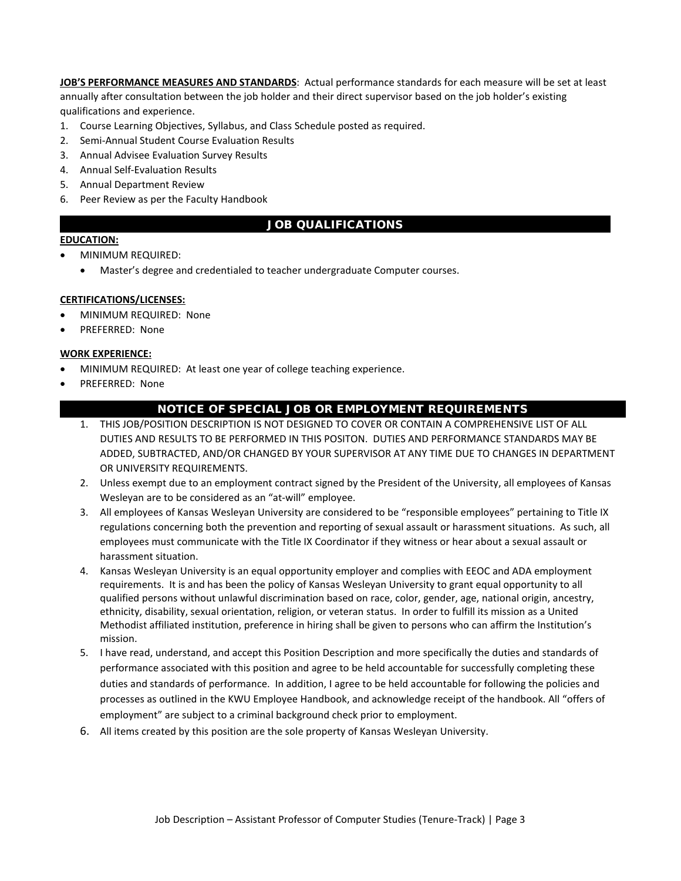**JOB'S PERFORMANCE MEASURES AND STANDARDS**: Actual performance standards for each measure will be set at least annually after consultation between the job holder and their direct supervisor based on the job holder's existing qualifications and experience.

1. Course Learning Objectives, Syllabus, and Class Schedule posted as required.
2. Semi-Annual Student Course Evaluation Results
3. Annual Advisee Evaluation Survey Results
4. Annual Self-Evaluation Results
5. Annual Department Review
6. Peer Review as per the Faculty Handbook

## JOB QUALIFICATIONS

**EDUCATION:**

- MINIMUM REQUIRED:
  - Master's degree and credentialed to teacher undergraduate Computer courses.

**CERTIFICATIONS/LICENSES:**

- MINIMUM REQUIRED: None
- PREFERRED: None

**WORK EXPERIENCE:**

- MINIMUM REQUIRED: At least one year of college teaching experience.
- PREFERRED: None

## NOTICE OF SPECIAL JOB OR EMPLOYMENT REQUIREMENTS

1. THIS JOB/POSITION DESCRIPTION IS NOT DESIGNED TO COVER OR CONTAIN A COMPREHENSIVE LIST OF ALL DUTIES AND RESULTS TO BE PERFORMED IN THIS POSITON. DUTIES AND PERFORMANCE STANDARDS MAY BE ADDED, SUBTRACTED, AND/OR CHANGED BY YOUR SUPERVISOR AT ANY TIME DUE TO CHANGES IN DEPARTMENT OR UNIVERSITY REQUIREMENTS.
2. Unless exempt due to an employment contract signed by the President of the University, all employees of Kansas Wesleyan are to be considered as an "at-will" employee.
3. All employees of Kansas Wesleyan University are considered to be "responsible employees" pertaining to Title IX regulations concerning both the prevention and reporting of sexual assault or harassment situations. As such, all employees must communicate with the Title IX Coordinator if they witness or hear about a sexual assault or harassment situation.
4. Kansas Wesleyan University is an equal opportunity employer and complies with EEOC and ADA employment requirements. It is and has been the policy of Kansas Wesleyan University to grant equal opportunity to all qualified persons without unlawful discrimination based on race, color, gender, age, national origin, ancestry, ethnicity, disability, sexual orientation, religion, or veteran status. In order to fulfill its mission as a United Methodist affiliated institution, preference in hiring shall be given to persons who can affirm the Institution's mission.
5. I have read, understand, and accept this Position Description and more specifically the duties and standards of performance associated with this position and agree to be held accountable for successfully completing these duties and standards of performance. In addition, I agree to be held accountable for following the policies and processes as outlined in the KWU Employee Handbook, and acknowledge receipt of the handbook. All "offers of employment" are subject to a criminal background check prior to employment.
6. All items created by this position are the sole property of Kansas Wesleyan University.